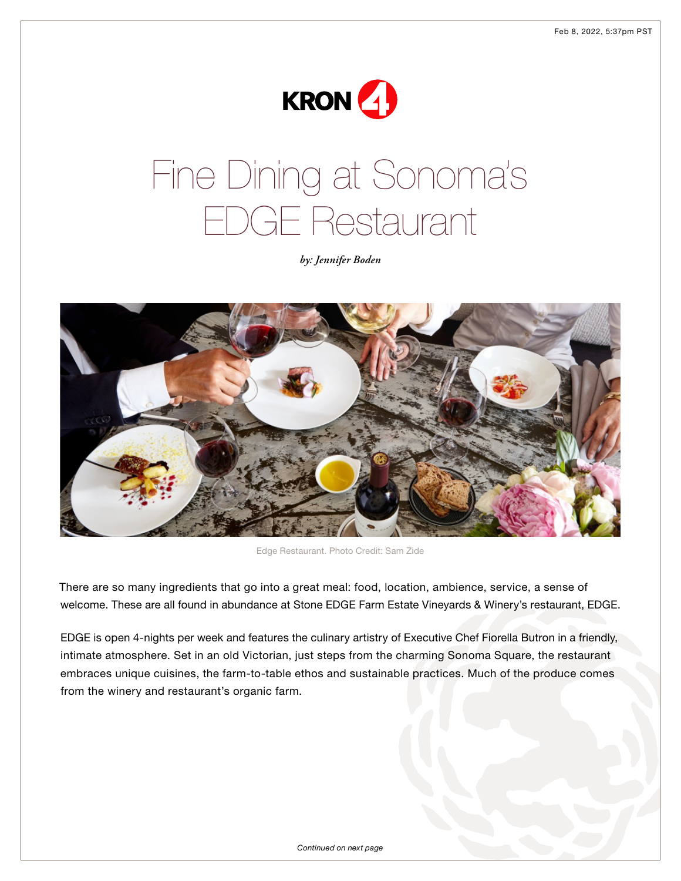Feb 8, 2022, 5:37pm PST

KRON 4

# Fine Dining at Sonoma's EDGE Restaurant

*by: Jennifer Boden*

Edge Restaurant. Photo Credit: Sam Zide

There are so many ingredients that go into a great meal: food, location, ambience, service, a sense of welcome. These are all found in abundance at Stone EDGE Farm Estate Vineyards & Winery's restaurant, EDGE.

EDGE is open 4-nights per week and features the culinary artistry of Executive Chef Fiorella Butron in a friendly, intimate atmosphere. Set in an old Victorian, just steps from the charming Sonoma Square, the restaurant embraces unique cuisines, the farm-to-table ethos and sustainable practices. Much of the produce comes from the winery and restaurant's organic farm.

*Continued on next page*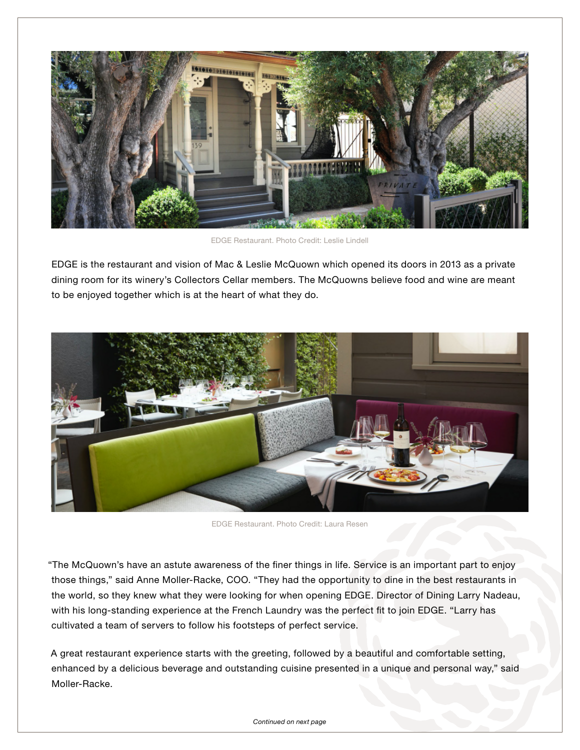EDGE Restaurant. Photo Credit: Leslie Lindell

EDGE is the restaurant and vision of Mac & Leslie McQuown which opened its doors in 2013 as a private dining room for its winery's Collectors Cellar members. The McQuowns believe food and wine are meant to be enjoyed together which is at the heart of what they do.

EDGE Restaurant. Photo Credit: Laura Resen

"The McQuown's have an astute awareness of the finer things in life. Service is an important part to enjoy those things," said Anne Moller-Racke, COO. "They had the opportunity to dine in the best restaurants in the world, so they knew what they were looking for when opening EDGE. Director of Dining Larry Nadeau, with his long-standing experience at the French Laundry was the perfect fit to join EDGE. "Larry has cultivated a team of servers to follow his footsteps of perfect service.

A great restaurant experience starts with the greeting, followed by a beautiful and comfortable setting, enhanced by a delicious beverage and outstanding cuisine presented in a unique and personal way," said Moller-Racke.

*Continued on next page*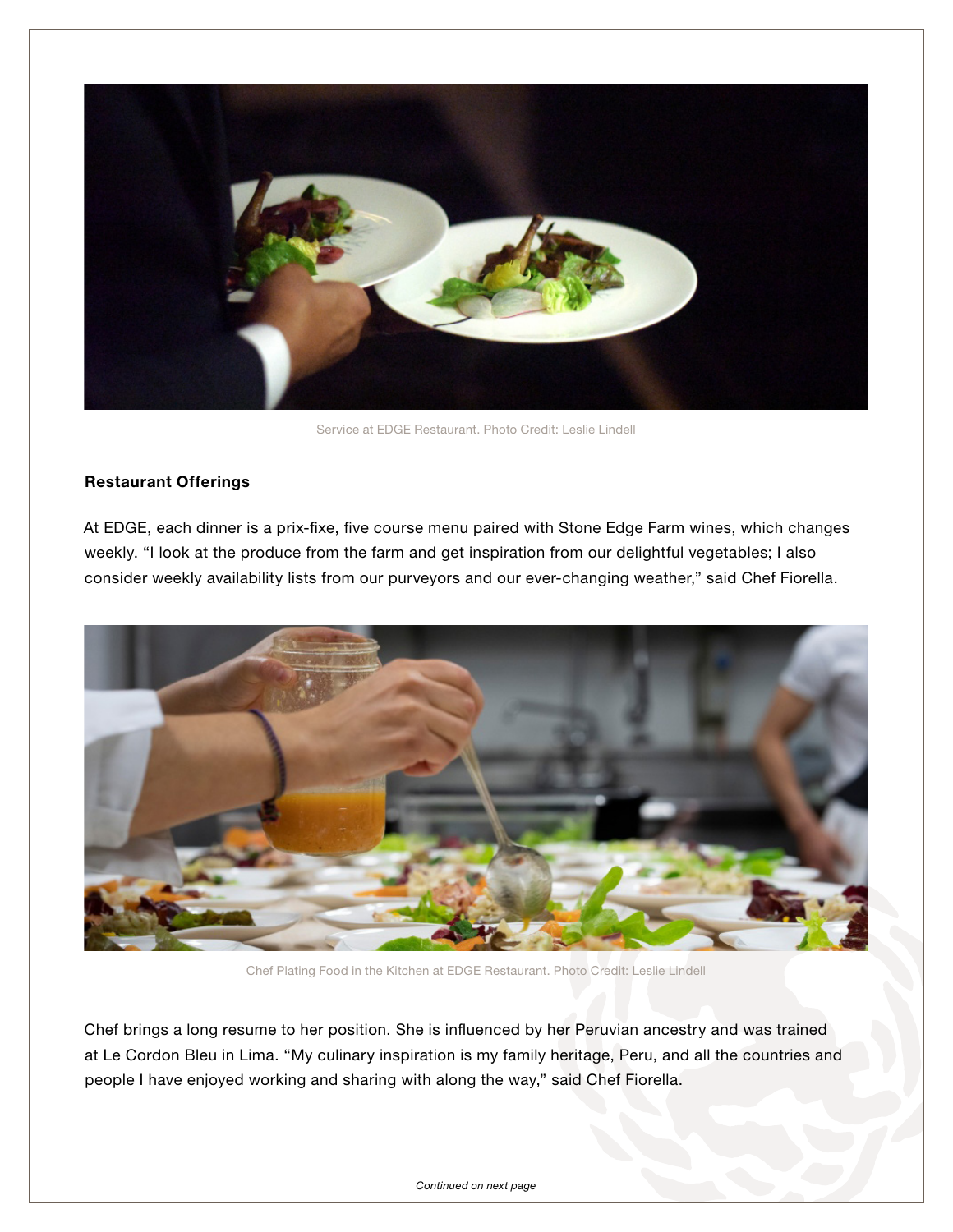Service at EDGE Restaurant. Photo Credit: Leslie Lindell

**Restaurant Offerings**

At EDGE, each dinner is a prix-fixe, five course menu paired with Stone Edge Farm wines, which changes weekly. "I look at the produce from the farm and get inspiration from our delightful vegetables; I also consider weekly availability lists from our purveyors and our ever-changing weather," said Chef Fiorella.

Chef Plating Food in the Kitchen at EDGE Restaurant. Photo Credit: Leslie Lindell

Chef brings a long resume to her position. She is influenced by her Peruvian ancestry and was trained at Le Cordon Bleu in Lima. "My culinary inspiration is my family heritage, Peru, and all the countries and people I have enjoyed working and sharing with along the way," said Chef Fiorella.

*Continued on next page*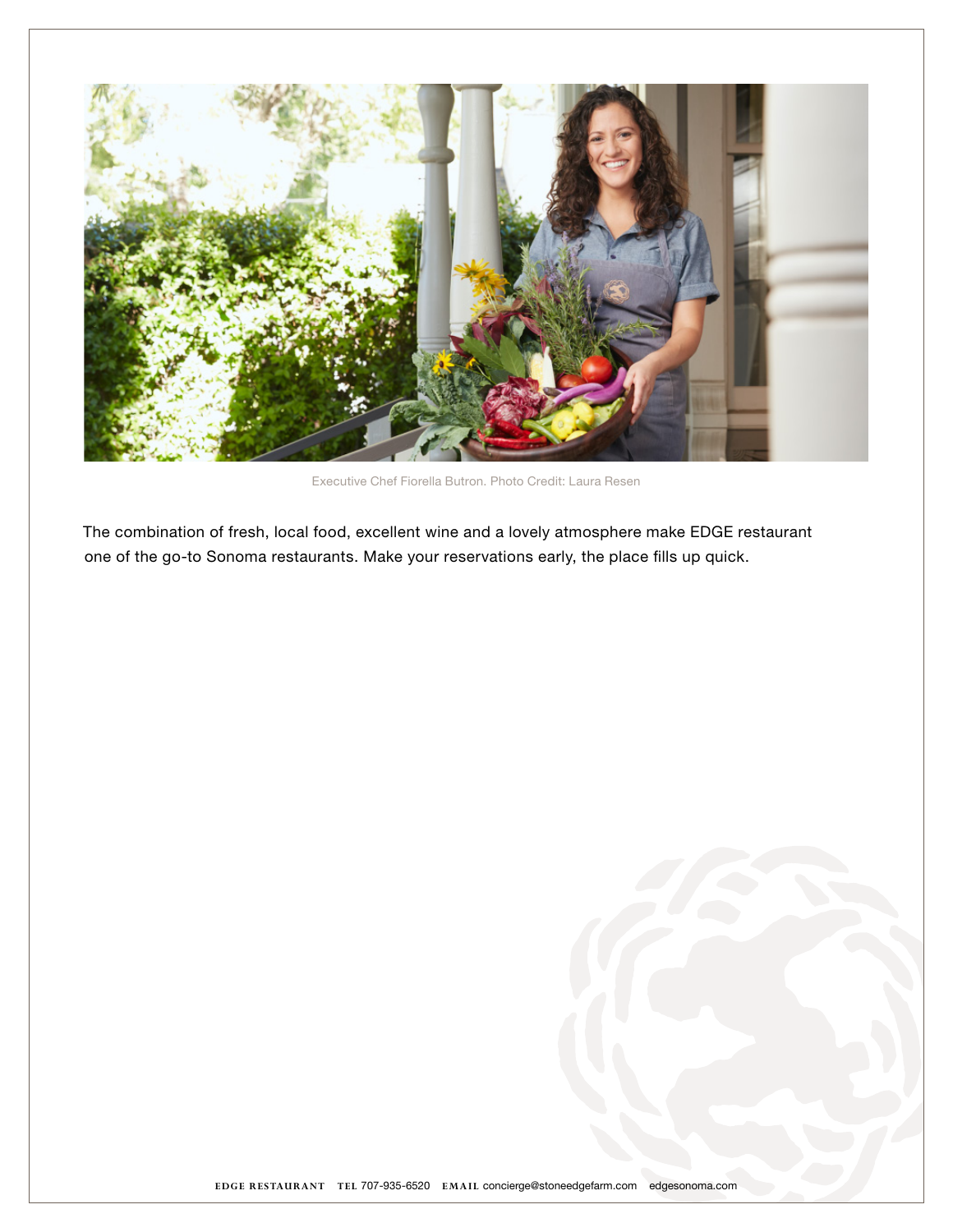Executive Chef Fiorella Butron. Photo Credit: Laura Resen

The combination of fresh, local food, excellent wine and a lovely atmosphere make EDGE restaurant one of the go-to Sonoma restaurants. Make your reservations early, the place fills up quick.